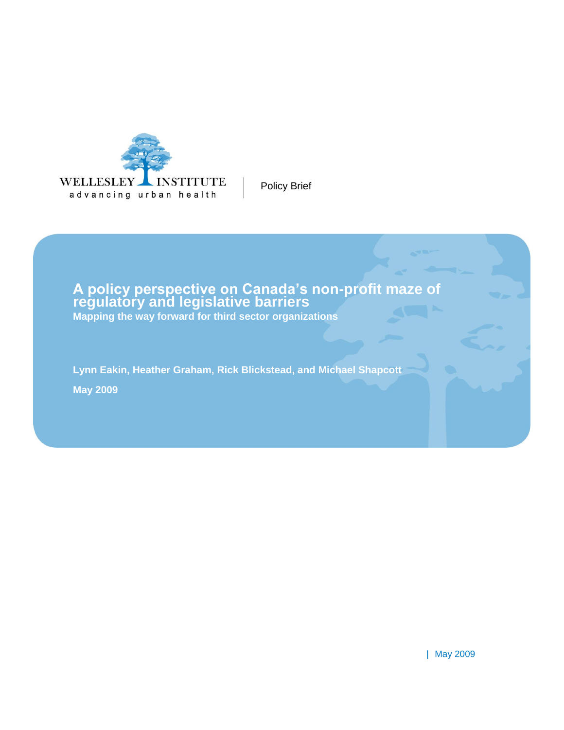WELLESLEY INSTITUTE
advancing urban health

Policy Brief

# A policy perspective on Canada's non-profit maze of regulatory and legislative barriers

**Mapping the way forward for third sector organizations**

**Lynn Eakin, Heather Graham, Rick Blickstead, and Michael Shapcott**

**May 2009**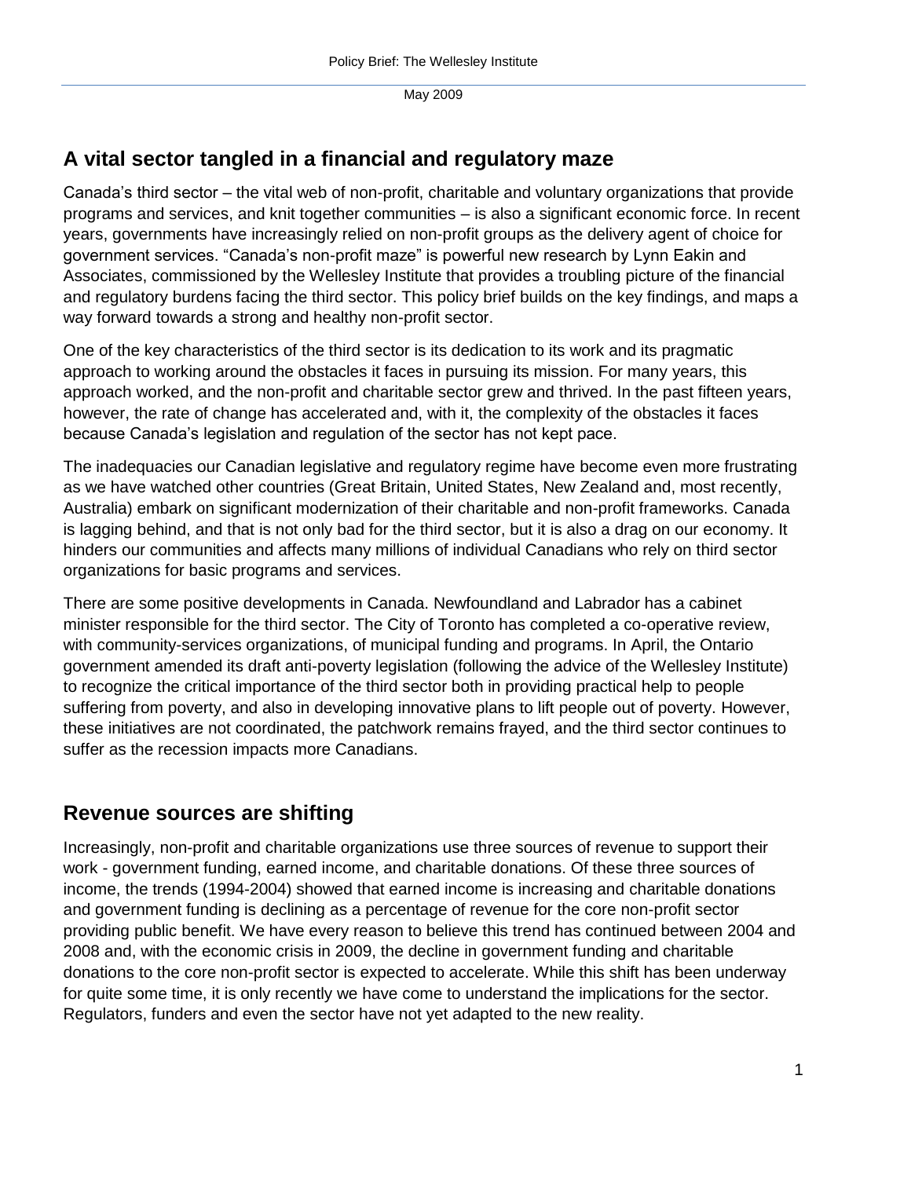## A vital sector tangled in a financial and regulatory maze

Canada's third sector – the vital web of non-profit, charitable and voluntary organizations that provide programs and services, and knit together communities – is also a significant economic force. In recent years, governments have increasingly relied on non-profit groups as the delivery agent of choice for government services. "Canada's non-profit maze" is powerful new research by Lynn Eakin and Associates, commissioned by the Wellesley Institute that provides a troubling picture of the financial and regulatory burdens facing the third sector. This policy brief builds on the key findings, and maps a way forward towards a strong and healthy non-profit sector.

One of the key characteristics of the third sector is its dedication to its work and its pragmatic approach to working around the obstacles it faces in pursuing its mission. For many years, this approach worked, and the non-profit and charitable sector grew and thrived. In the past fifteen years, however, the rate of change has accelerated and, with it, the complexity of the obstacles it faces because Canada's legislation and regulation of the sector has not kept pace.

The inadequacies our Canadian legislative and regulatory regime have become even more frustrating as we have watched other countries (Great Britain, United States, New Zealand and, most recently, Australia) embark on significant modernization of their charitable and non-profit frameworks. Canada is lagging behind, and that is not only bad for the third sector, but it is also a drag on our economy. It hinders our communities and affects many millions of individual Canadians who rely on third sector organizations for basic programs and services.

There are some positive developments in Canada. Newfoundland and Labrador has a cabinet minister responsible for the third sector. The City of Toronto has completed a co-operative review, with community-services organizations, of municipal funding and programs. In April, the Ontario government amended its draft anti-poverty legislation (following the advice of the Wellesley Institute) to recognize the critical importance of the third sector both in providing practical help to people suffering from poverty, and also in developing innovative plans to lift people out of poverty. However, these initiatives are not coordinated, the patchwork remains frayed, and the third sector continues to suffer as the recession impacts more Canadians.

## Revenue sources are shifting

Increasingly, non-profit and charitable organizations use three sources of revenue to support their work - government funding, earned income, and charitable donations. Of these three sources of income, the trends (1994-2004) showed that earned income is increasing and charitable donations and government funding is declining as a percentage of revenue for the core non-profit sector providing public benefit. We have every reason to believe this trend has continued between 2004 and 2008 and, with the economic crisis in 2009, the decline in government funding and charitable donations to the core non-profit sector is expected to accelerate. While this shift has been underway for quite some time, it is only recently we have come to understand the implications for the sector. Regulators, funders and even the sector have not yet adapted to the new reality.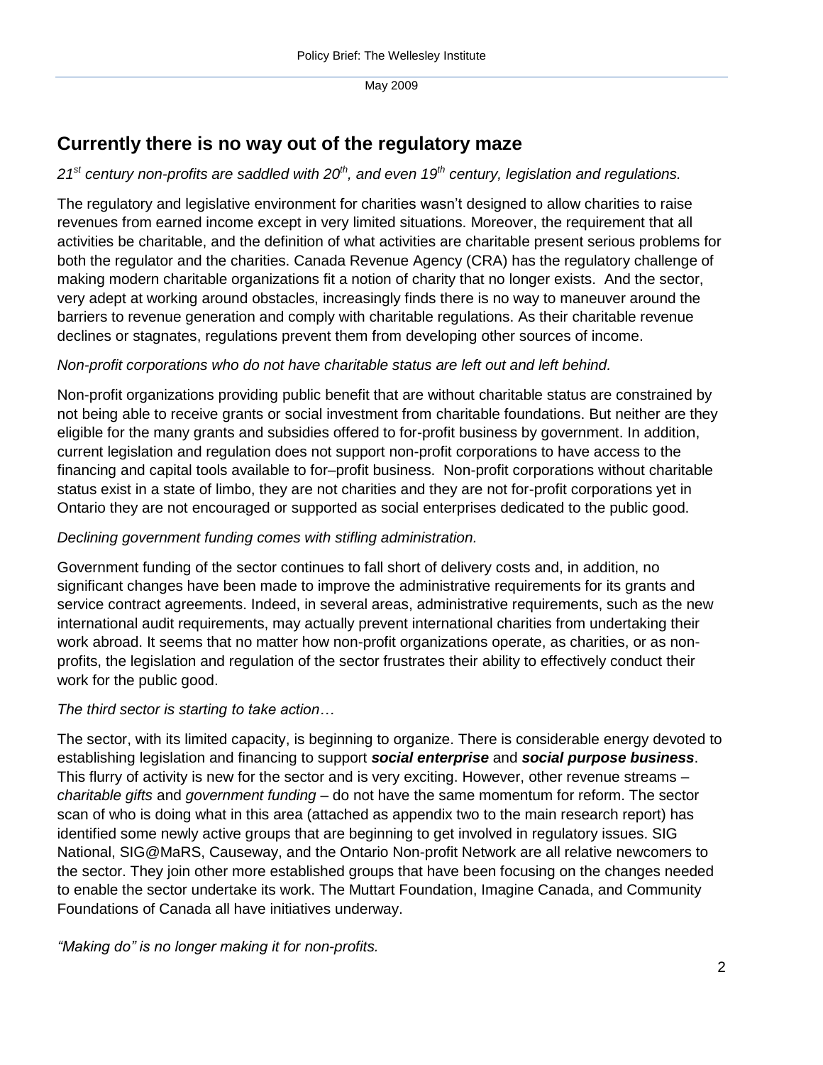## Currently there is no way out of the regulatory maze

*21st century non-profits are saddled with 20th, and even 19th century, legislation and regulations.*

The regulatory and legislative environment for charities wasn't designed to allow charities to raise revenues from earned income except in very limited situations. Moreover, the requirement that all activities be charitable, and the definition of what activities are charitable present serious problems for both the regulator and the charities. Canada Revenue Agency (CRA) has the regulatory challenge of making modern charitable organizations fit a notion of charity that no longer exists. And the sector, very adept at working around obstacles, increasingly finds there is no way to maneuver around the barriers to revenue generation and comply with charitable regulations. As their charitable revenue declines or stagnates, regulations prevent them from developing other sources of income.

*Non-profit corporations who do not have charitable status are left out and left behind.*

Non-profit organizations providing public benefit that are without charitable status are constrained by not being able to receive grants or social investment from charitable foundations. But neither are they eligible for the many grants and subsidies offered to for-profit business by government. In addition, current legislation and regulation does not support non-profit corporations to have access to the financing and capital tools available to for–profit business. Non-profit corporations without charitable status exist in a state of limbo, they are not charities and they are not for-profit corporations yet in Ontario they are not encouraged or supported as social enterprises dedicated to the public good.

*Declining government funding comes with stifling administration.*

Government funding of the sector continues to fall short of delivery costs and, in addition, no significant changes have been made to improve the administrative requirements for its grants and service contract agreements. Indeed, in several areas, administrative requirements, such as the new international audit requirements, may actually prevent international charities from undertaking their work abroad. It seems that no matter how non-profit organizations operate, as charities, or as non-profits, the legislation and regulation of the sector frustrates their ability to effectively conduct their work for the public good.

*The third sector is starting to take action…*

The sector, with its limited capacity, is beginning to organize. There is considerable energy devoted to establishing legislation and financing to support ***social enterprise*** and ***social purpose business***. This flurry of activity is new for the sector and is very exciting. However, other revenue streams – *charitable gifts* and *government funding* – do not have the same momentum for reform. The sector scan of who is doing what in this area (attached as appendix two to the main research report) has identified some newly active groups that are beginning to get involved in regulatory issues. SIG National, SIG@MaRS, Causeway, and the Ontario Non-profit Network are all relative newcomers to the sector. They join other more established groups that have been focusing on the changes needed to enable the sector undertake its work. The Muttart Foundation, Imagine Canada, and Community Foundations of Canada all have initiatives underway.

*"Making do" is no longer making it for non-profits.*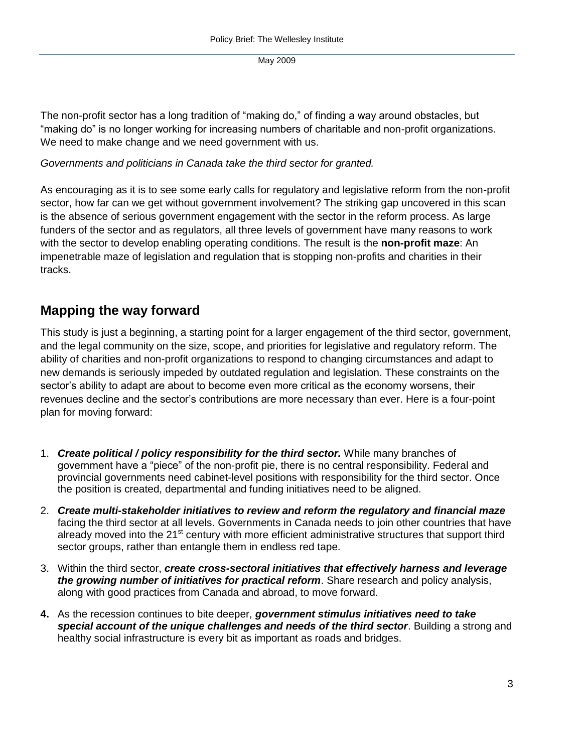The non-profit sector has a long tradition of "making do," of finding a way around obstacles, but "making do" is no longer working for increasing numbers of charitable and non-profit organizations. We need to make change and we need government with us.

*Governments and politicians in Canada take the third sector for granted.*

As encouraging as it is to see some early calls for regulatory and legislative reform from the non-profit sector, how far can we get without government involvement? The striking gap uncovered in this scan is the absence of serious government engagement with the sector in the reform process. As large funders of the sector and as regulators, all three levels of government have many reasons to work with the sector to develop enabling operating conditions. The result is the **non-profit maze**: An impenetrable maze of legislation and regulation that is stopping non-profits and charities in their tracks.

## Mapping the way forward

This study is just a beginning, a starting point for a larger engagement of the third sector, government, and the legal community on the size, scope, and priorities for legislative and regulatory reform. The ability of charities and non-profit organizations to respond to changing circumstances and adapt to new demands is seriously impeded by outdated regulation and legislation. These constraints on the sector's ability to adapt are about to become even more critical as the economy worsens, their revenues decline and the sector's contributions are more necessary than ever. Here is a four-point plan for moving forward:

1. ***Create political / policy responsibility for the third sector.*** While many branches of government have a "piece" of the non-profit pie, there is no central responsibility. Federal and provincial governments need cabinet-level positions with responsibility for the third sector. Once the position is created, departmental and funding initiatives need to be aligned.
2. ***Create multi-stakeholder initiatives to review and reform the regulatory and financial maze*** facing the third sector at all levels. Governments in Canada needs to join other countries that have already moved into the 21st century with more efficient administrative structures that support third sector groups, rather than entangle them in endless red tape.
3. Within the third sector, ***create cross-sectoral initiatives that effectively harness and leverage the growing number of initiatives for practical reform***. Share research and policy analysis, along with good practices from Canada and abroad, to move forward.
4. As the recession continues to bite deeper, ***government stimulus initiatives need to take special account of the unique challenges and needs of the third sector***. Building a strong and healthy social infrastructure is every bit as important as roads and bridges.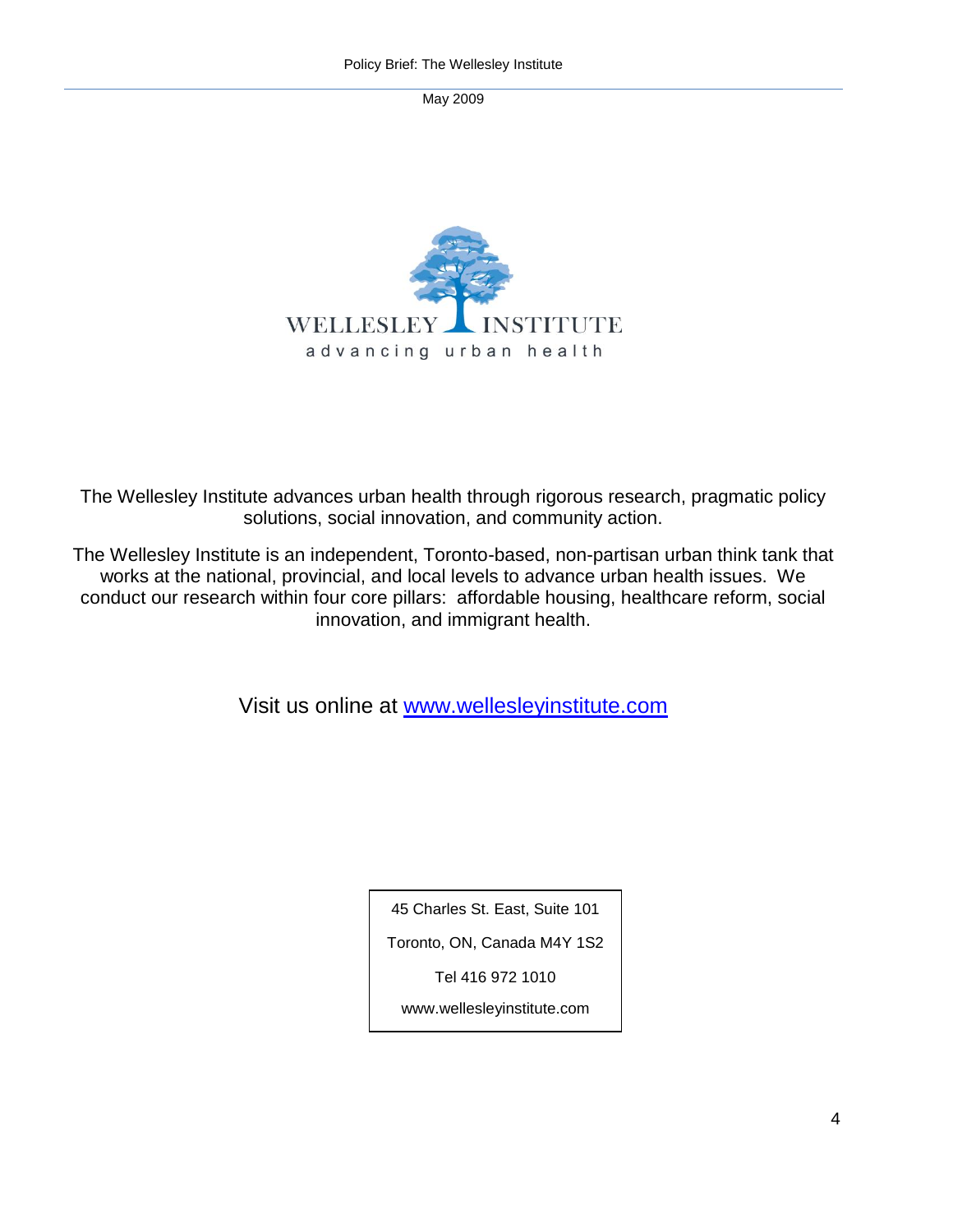WELLESLEY INSTITUTE

advancing urban health

The Wellesley Institute advances urban health through rigorous research, pragmatic policy solutions, social innovation, and community action.

The Wellesley Institute is an independent, Toronto-based, non-partisan urban think tank that works at the national, provincial, and local levels to advance urban health issues. We conduct our research within four core pillars: affordable housing, healthcare reform, social innovation, and immigrant health.

Visit us online at [www.wellesleyinstitute.com](http://www.wellesleyinstitute.com)

45 Charles St. East, Suite 101

Toronto, ON, Canada M4Y 1S2

Tel 416 972 1010

www.wellesleyinstitute.com